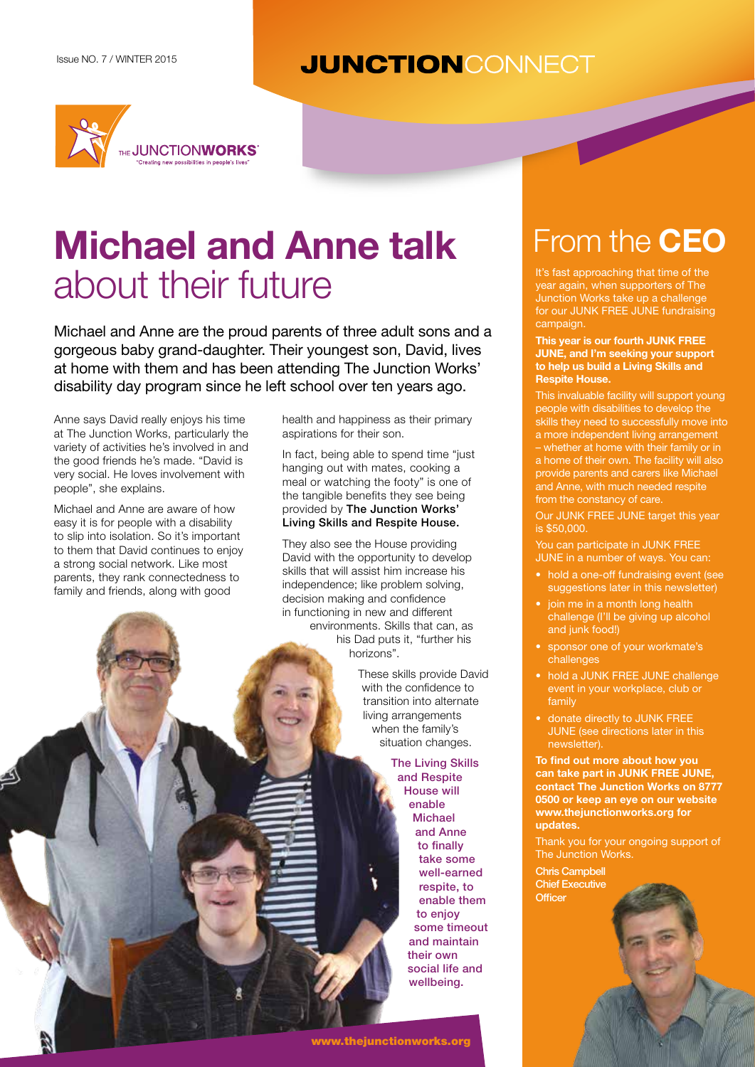Issue NO. 7 / WINTER 2015

**JUNCTION**CONNECT

THE JUNCTION**WORKS**

"Creating new possibilities in people's lives"

# Michael and Anne talk about their future

Michael and Anne are the proud parents of three adult sons and a gorgeous baby grand-daughter. Their youngest son, David, lives at home with them and has been attending The Junction Works' disability day program since he left school over ten years ago.

Anne says David really enjoys his time at The Junction Works, particularly the variety of activities he's involved in and the good friends he's made. "David is very social. He loves involvement with people", she explains.

Michael and Anne are aware of how easy it is for people with a disability to slip into isolation. So it's important to them that David continues to enjoy a strong social network. Like most parents, they rank connectedness to family and friends, along with good health and happiness as their primary aspirations for their son.

In fact, being able to spend time "just hanging out with mates, cooking a meal or watching the footy" is one of the tangible benefits they see being provided by **The Junction Works' Living Skills and Respite House.**

They also see the House providing David with the opportunity to develop skills that will assist him increase his independence; like problem solving, decision making and confidence in functioning in new and different environments. Skills that can, as his Dad puts it, "further his horizons".

These skills provide David with the confidence to transition into alternate living arrangements when the family's situation changes.

The Living Skills and Respite House will enable Michael and Anne to finally take some well-earned respite, to enable them to enjoy some timeout and maintain their own social life and wellbeing.

# From the **CEO**

It's fast approaching that time of the year again, when supporters of The Junction Works take up a challenge for our JUNK FREE JUNE fundraising campaign.

**This year is our fourth JUNK FREE JUNE, and I'm seeking your support to help us build a Living Skills and Respite House.**

This invaluable facility will support young people with disabilities to develop the skills they need to successfully move into a more independent living arrangement – whether at home with their family or in a home of their own. The facility will also provide parents and carers like Michael and Anne, with much needed respite from the constancy of care.

Our JUNK FREE JUNE target this year is $50,000.

You can participate in JUNK FREE JUNE in a number of ways. You can:

- hold a one-off fundraising event (see suggestions later in this newsletter)
- join me in a month long health challenge (I'll be giving up alcohol and junk food!)
- sponsor one of your workmate's challenges
- hold a JUNK FREE JUNE challenge event in your workplace, club or family
- donate directly to JUNK FREE JUNE (see directions later in this newsletter).

**To find out more about how you can take part in JUNK FREE JUNE, contact The Junction Works on 8777 0500 or keep an eye on our website www.thejunctionworks.org for updates.**

Thank you for your ongoing support of The Junction Works.

**Chris Campbell**
**Chief Executive Officer**

www.thejunctionworks.org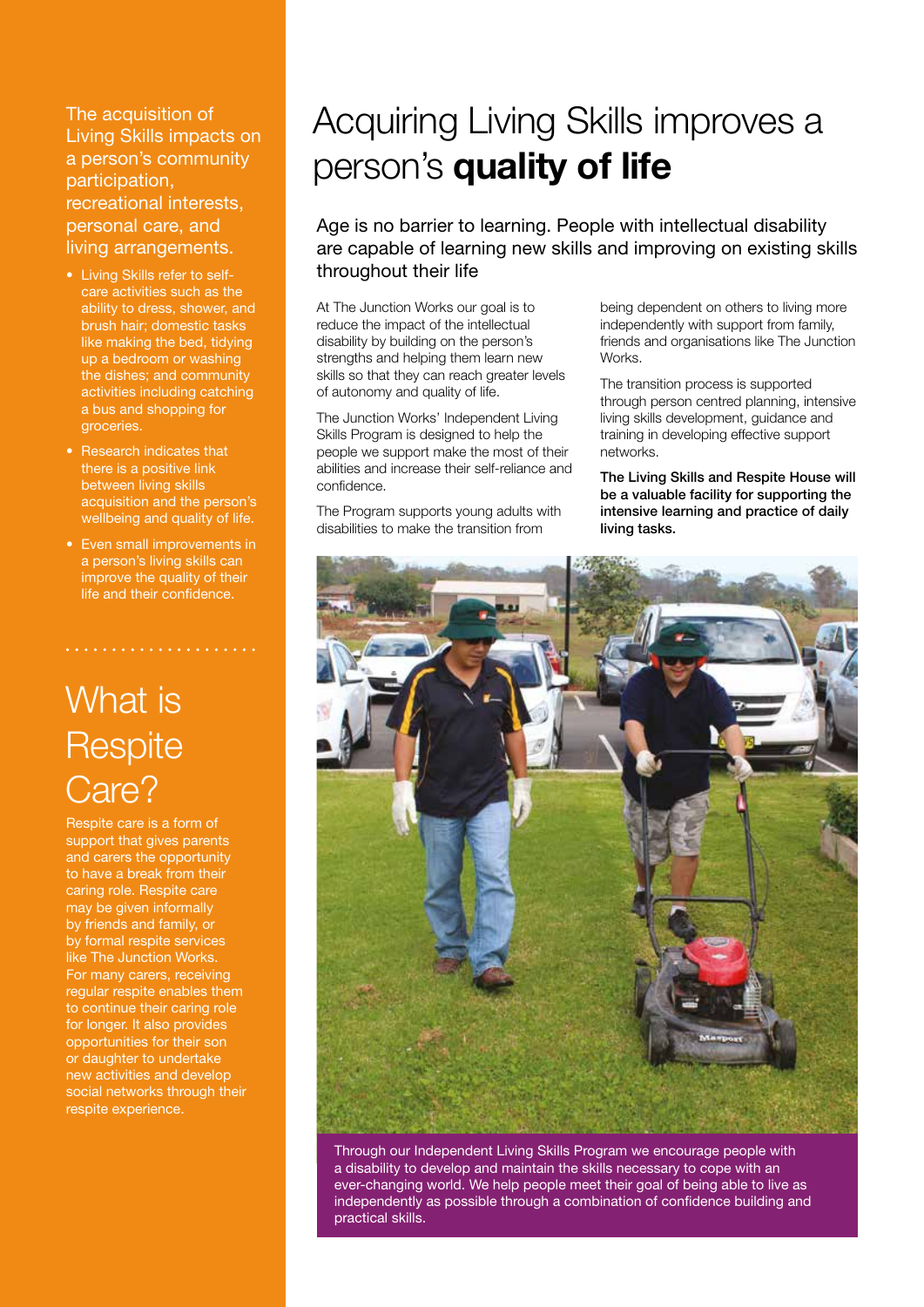The acquisition of Living Skills impacts on a person's community participation, recreational interests, personal care, and living arrangements.

- Living Skills refer to self-care activities such as the ability to dress, shower, and brush hair; domestic tasks like making the bed, tidying up a bedroom or washing the dishes; and community activities including catching a bus and shopping for groceries.
- Research indicates that there is a positive link between living skills acquisition and the person's wellbeing and quality of life.
- Even small improvements in a person's living skills can improve the quality of their life and their confidence.

## What is Respite Care?

Respite care is a form of support that gives parents and carers the opportunity to have a break from their caring role. Respite care may be given informally by friends and family, or by formal respite services like The Junction Works. For many carers, receiving regular respite enables them to continue their caring role for longer. It also provides opportunities for their son or daughter to undertake new activities and develop social networks through their respite experience.

# Acquiring Living Skills improves a person's **quality of life**

Age is no barrier to learning. People with intellectual disability are capable of learning new skills and improving on existing skills throughout their life

At The Junction Works our goal is to reduce the impact of the intellectual disability by building on the person's strengths and helping them learn new skills so that they can reach greater levels of autonomy and quality of life.

The Junction Works' Independent Living Skills Program is designed to help the people we support make the most of their abilities and increase their self-reliance and confidence.

The Program supports young adults with disabilities to make the transition from being dependent on others to living more independently with support from family, friends and organisations like The Junction Works.

The transition process is supported through person centred planning, intensive living skills development, guidance and training in developing effective support networks.

**The Living Skills and Respite House will be a valuable facility for supporting the intensive learning and practice of daily living tasks.**

Through our Independent Living Skills Program we encourage people with a disability to develop and maintain the skills necessary to cope with an ever-changing world. We help people meet their goal of being able to live as independently as possible through a combination of confidence building and practical skills.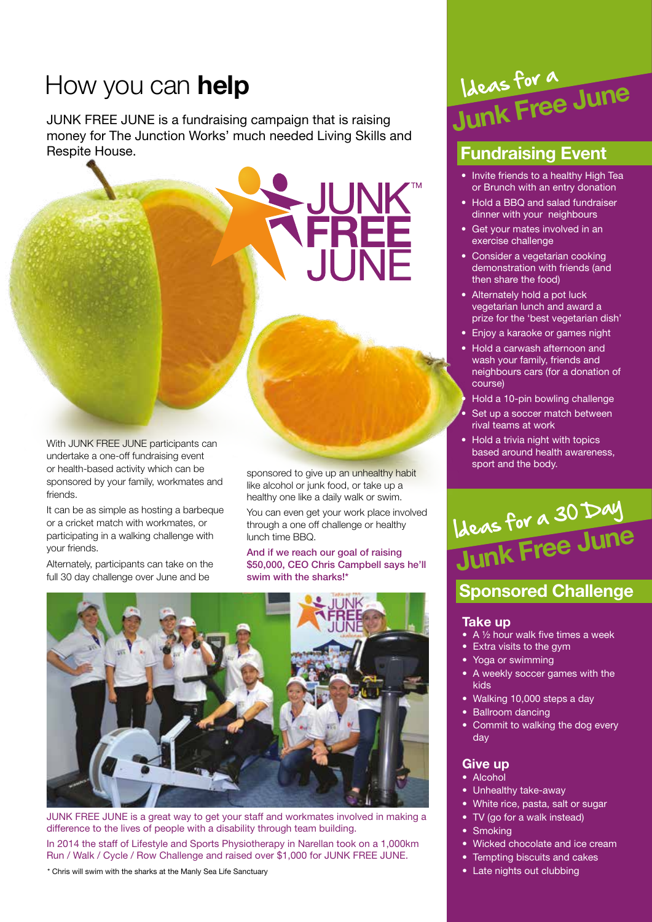# How you can **help**

JUNK FREE JUNE is a fundraising campaign that is raising money for The Junction Works' much needed Living Skills and Respite House.

With JUNK FREE JUNE participants can undertake a one-off fundraising event or health-based activity which can be sponsored by your family, workmates and friends.

It can be as simple as hosting a barbeque or a cricket match with workmates, or participating in a walking challenge with your friends.

Alternately, participants can take on the full 30 day challenge over June and be sponsored to give up an unhealthy habit like alcohol or junk food, or take up a healthy one like a daily walk or swim.

You can even get your work place involved through a one off challenge or healthy lunch time BBQ.

**And if we reach our goal of raising $50,000, CEO Chris Campbell says he'll swim with the sharks!***

JUNK FREE JUNE is a great way to get your staff and workmates involved in making a difference to the lives of people with a disability through team building.

In 2014 the staff of Lifestyle and Sports Physiotherapy in Narellan took on a 1,000km Run / Walk / Cycle / Row Challenge and raised over $1,000 for JUNK FREE JUNE.

\* Chris will swim with the sharks at the Manly Sea Life Sanctuary

## Ideas for a Junk Free June

### Fundraising Event

- Invite friends to a healthy High Tea or Brunch with an entry donation
- Hold a BBQ and salad fundraiser dinner with your neighbours
- Get your mates involved in an exercise challenge
- Consider a vegetarian cooking demonstration with friends (and then share the food)
- Alternately hold a pot luck vegetarian lunch and award a prize for the 'best vegetarian dish'
- Enjoy a karaoke or games night
- Hold a carwash afternoon and wash your family, friends and neighbours cars (for a donation of course)
- Hold a 10-pin bowling challenge
- Set up a soccer match between rival teams at work
- Hold a trivia night with topics based around health awareness, sport and the body.

## Ideas for a 30 Day Junk Free June

### Sponsored Challenge

#### Take up

- A ½ hour walk five times a week
- Extra visits to the gym
- Yoga or swimming
- A weekly soccer games with the kids
- Walking 10,000 steps a day
- Ballroom dancing
- Commit to walking the dog every day

#### Give up

- Alcohol
- Unhealthy take-away
- White rice, pasta, salt or sugar
- TV (go for a walk instead)
- Smoking
- Wicked chocolate and ice cream
- Tempting biscuits and cakes
- Late nights out clubbing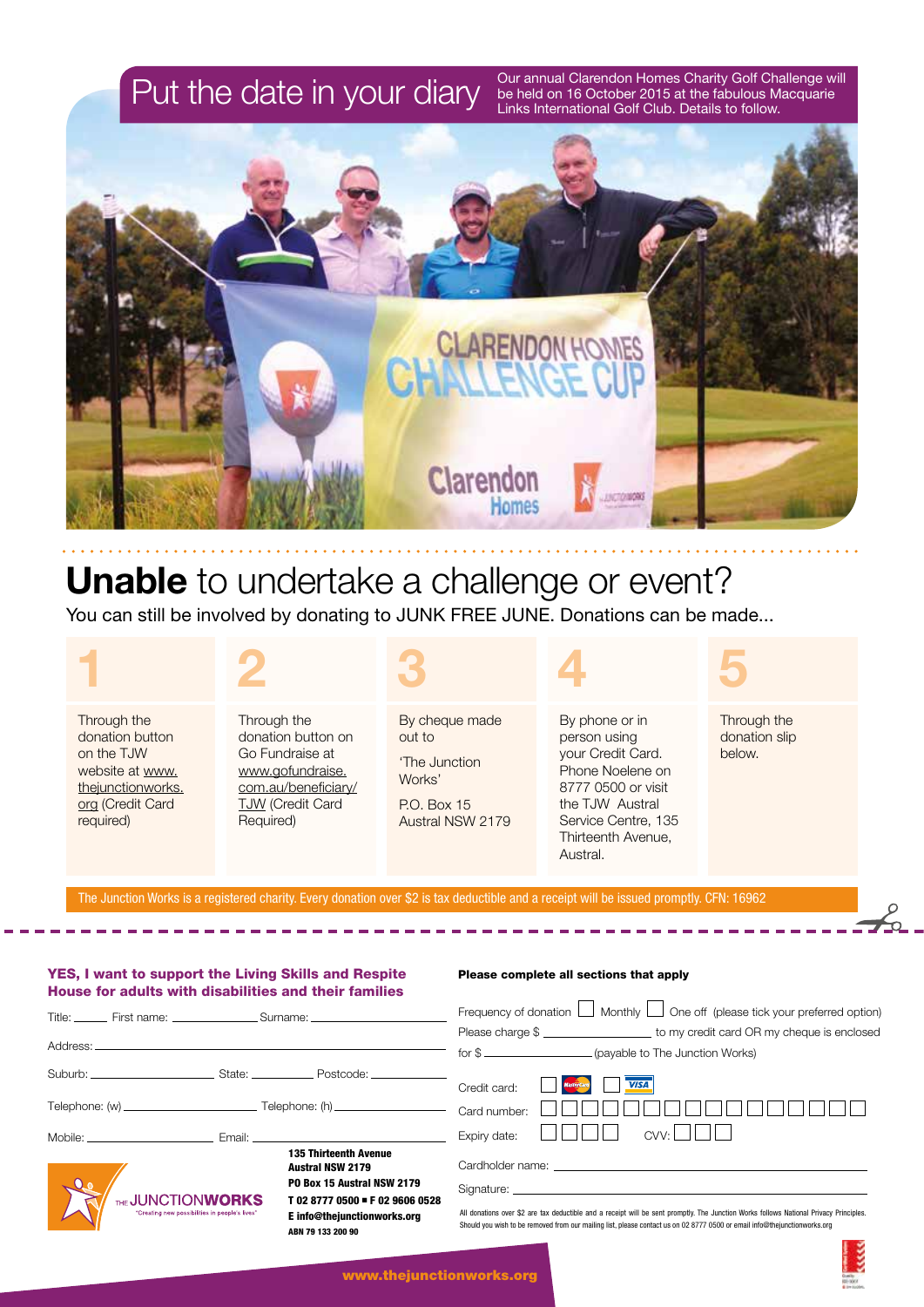## Put the date in your diary

Our annual Clarendon Homes Charity Golf Challenge will be held on 16 October 2015 at the fabulous Macquarie Links International Golf Club. Details to follow.

# **Unable** to undertake a challenge or event?

You can still be involved by donating to JUNK FREE JUNE. Donations can be made...

**1**

Through the donation button on the TJW website at www.thejunctionworks.org (Credit Card required)

**2**

Through the donation button on Go Fundraise at www.gofundraise.com.au/beneficiary/TJW (Credit Card Required)

**3**

By cheque made out to

'The Junction Works'

P.O. Box 15 Austral NSW 2179

**4**

By phone or in person using your Credit Card. Phone Noelene on 8777 0500 or visit the TJW Austral Service Centre, 135 Thirteenth Avenue, Austral.

**5**

Through the donation slip below.

The Junction Works is a registered charity. Every donation over $2 is tax deductible and a receipt will be issued promptly. CFN: 16962

---

**YES, I want to support the Living Skills and Respite House for adults with disabilities and their families**

Title: ______ First name: ______________ Surname: ____________________

Address: ______________________________________________

Suburb: ____________________ State: __________ Postcode: ____________

Telephone: (w) ______________________ Telephone: (h) ________________

Mobile: ____________________ Email: ______________________________

THE JUNCTIONWORKS
"Creating new possibilities in people's lives"

**135 Thirteenth Avenue**
**Austral NSW 2179**
**PO Box 15 Austral NSW 2179**
**T 02 8777 0500 ▪ F 02 9606 0528**
**E info@thejunctionworks.org**
**ABN 79 133 200 90**

**Please complete all sections that apply**

Frequency of donation ☐ Monthly ☐ One off (please tick your preferred option)

Please charge $ ______________ to my credit card OR my cheque is enclosed

for $ ______________ (payable to The Junction Works)

Credit card: ☐ MasterCard ☐ VISA

Card number: ☐☐☐☐☐☐☐☐☐☐☐☐☐☐☐☐

Expiry date: ☐☐☐☐ CVV: ☐☐☐

Cardholder name: ______________________________

Signature: ____________________________________

All donations over $2 are tax deductible and a receipt will be sent promptly. The Junction Works follows National Privacy Principles. Should you wish to be removed from our mailing list, please contact us on 02 8777 0500 or email info@thejunctionworks.org

www.thejunctionworks.org